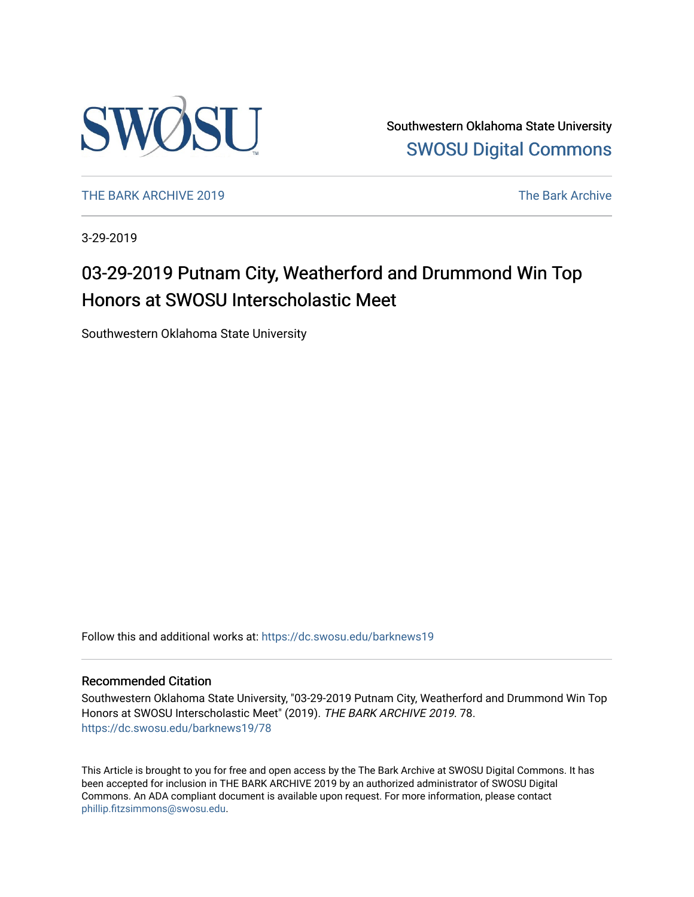Southwestern Oklahoma State University
SWOSU Digital Commons

THE BARK ARCHIVE 2019 — The Bark Archive

3-29-2019

# 03-29-2019 Putnam City, Weatherford and Drummond Win Top Honors at SWOSU Interscholastic Meet

Southwestern Oklahoma State University

Follow this and additional works at: https://dc.swosu.edu/barknews19

## Recommended Citation

Southwestern Oklahoma State University, "03-29-2019 Putnam City, Weatherford and Drummond Win Top Honors at SWOSU Interscholastic Meet" (2019). *THE BARK ARCHIVE 2019*. 78.
https://dc.swosu.edu/barknews19/78

This Article is brought to you for free and open access by the The Bark Archive at SWOSU Digital Commons. It has been accepted for inclusion in THE BARK ARCHIVE 2019 by an authorized administrator of SWOSU Digital Commons. An ADA compliant document is available upon request. For more information, please contact phillip.fitzsimmons@swosu.edu.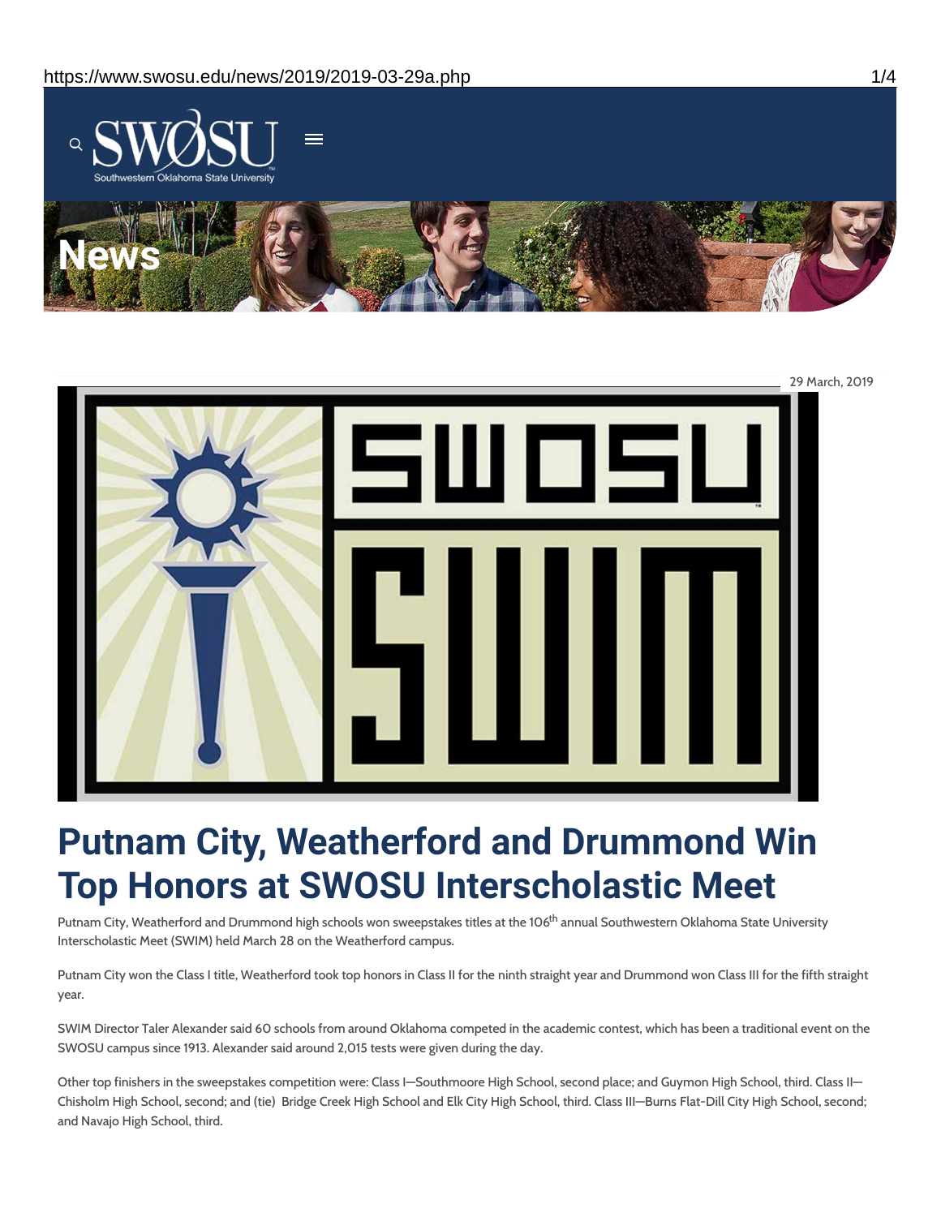29 March, 2019

# Putnam City, Weatherford and Drummond Win Top Honors at SWOSU Interscholastic Meet

Putnam City, Weatherford and Drummond high schools won sweepstakes titles at the 106th annual Southwestern Oklahoma State University Interscholastic Meet (SWIM) held March 28 on the Weatherford campus.

Putnam City won the Class I title, Weatherford took top honors in Class II for the ninth straight year and Drummond won Class III for the fifth straight year.

SWIM Director Taler Alexander said 60 schools from around Oklahoma competed in the academic contest, which has been a traditional event on the SWOSU campus since 1913. Alexander said around 2,015 tests were given during the day.

Other top finishers in the sweepstakes competition were: Class I—Southmoore High School, second place; and Guymon High School, third. Class II—Chisholm High School, second; and (tie) Bridge Creek High School and Elk City High School, third. Class III—Burns Flat-Dill City High School, second; and Navajo High School, third.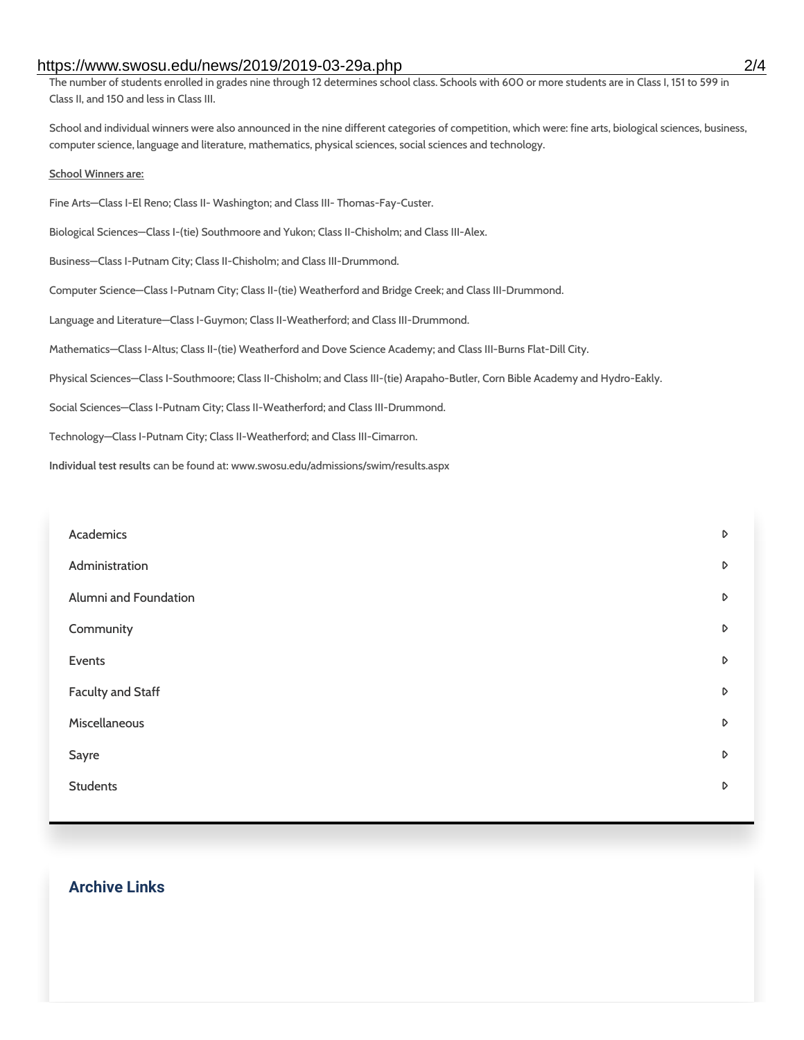The number of students enrolled in grades nine through 12 determines school class. Schools with 600 or more students are in Class I, 151 to 599 in Class II, and 150 and less in Class III.

School and individual winners were also announced in the nine different categories of competition, which were: fine arts, biological sciences, business, computer science, language and literature, mathematics, physical sciences, social sciences and technology.

School Winners are:

Fine Arts—Class I-El Reno; Class II- Washington; and Class III- Thomas-Fay-Custer.

Biological Sciences—Class I-(tie) Southmoore and Yukon; Class II-Chisholm; and Class III-Alex.

Business—Class I-Putnam City; Class II-Chisholm; and Class III-Drummond.

Computer Science—Class I-Putnam City; Class II-(tie) Weatherford and Bridge Creek; and Class III-Drummond.

Language and Literature—Class I-Guymon; Class II-Weatherford; and Class III-Drummond.

Mathematics—Class I-Altus; Class II-(tie) Weatherford and Dove Science Academy; and Class III-Burns Flat-Dill City.

Physical Sciences—Class I-Southmoore; Class II-Chisholm; and Class III-(tie) Arapaho-Butler, Corn Bible Academy and Hydro-Eakly.

Social Sciences—Class I-Putnam City; Class II-Weatherford; and Class III-Drummond.

Technology—Class I-Putnam City; Class II-Weatherford; and Class III-Cimarron.

**Individual test results** can be found at: www.swosu.edu/admissions/swim/results.aspx

- Academics
- Administration
- Alumni and Foundation
- Community
- Events
- Faculty and Staff
- Miscellaneous
- Sayre
- Students

## Archive Links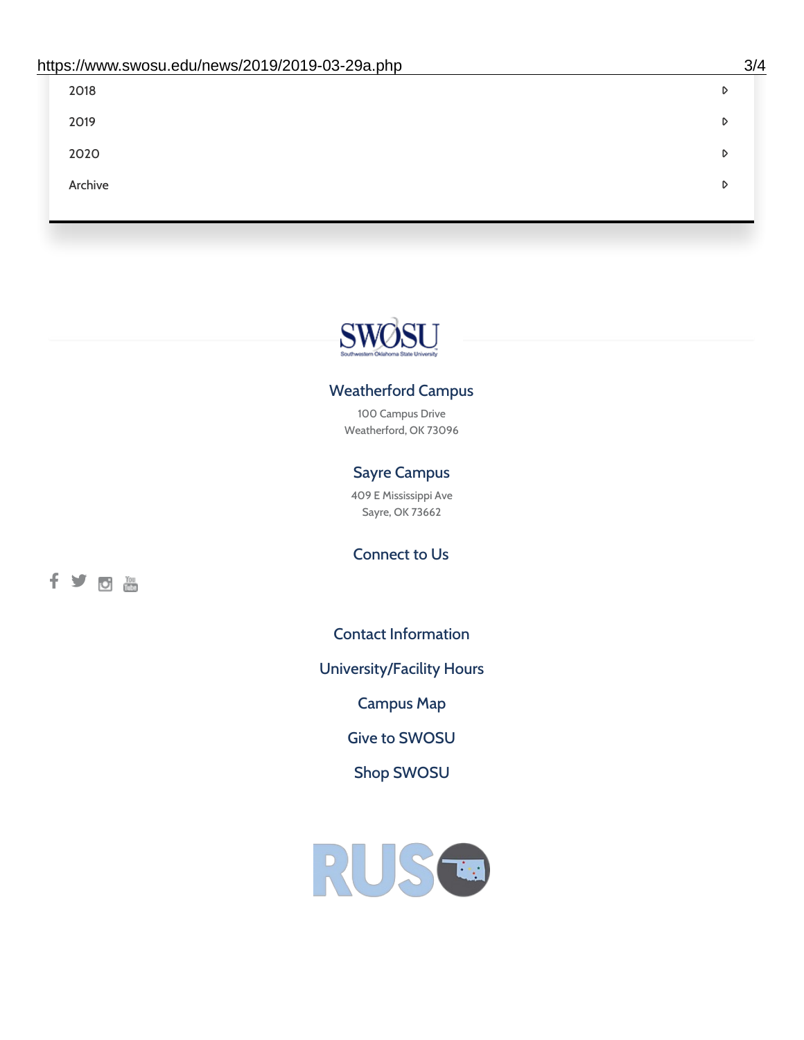- 2018
- 2019
- 2020
- Archive

### Weatherford Campus

100 Campus Drive
Weatherford, OK 73096

### Sayre Campus

409 E Mississippi Ave
Sayre, OK 73662

### Connect to Us

Contact Information

University/Facility Hours

Campus Map

Give to SWOSU

Shop SWOSU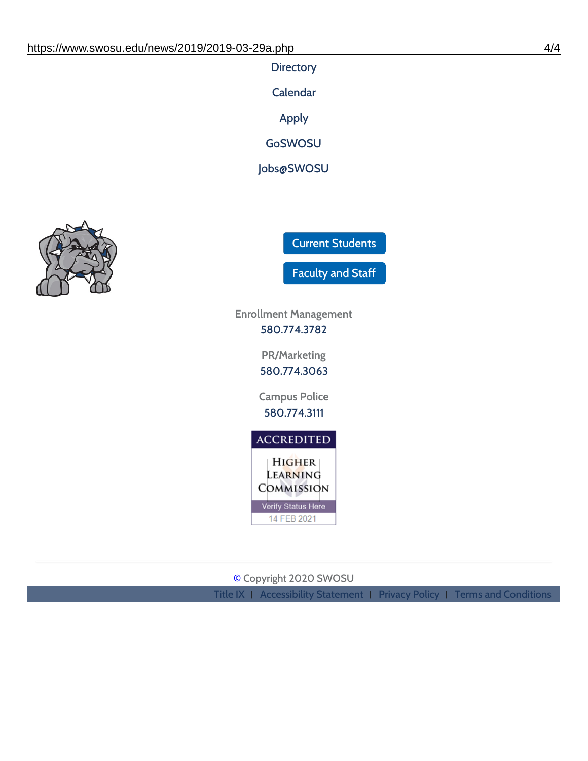Directory

Calendar

Apply

GoSWOSU

Jobs@SWOSU

Current Students

Faculty and Staff

Enrollment Management
580.774.3782

PR/Marketing
580.774.3063

Campus Police
580.774.3111

ACCREDITED
HIGHER LEARNING COMMISSION
Verify Status Here
14 FEB 2021

© Copyright 2020 SWOSU

Title IX | Accessibility Statement | Privacy Policy | Terms and Conditions